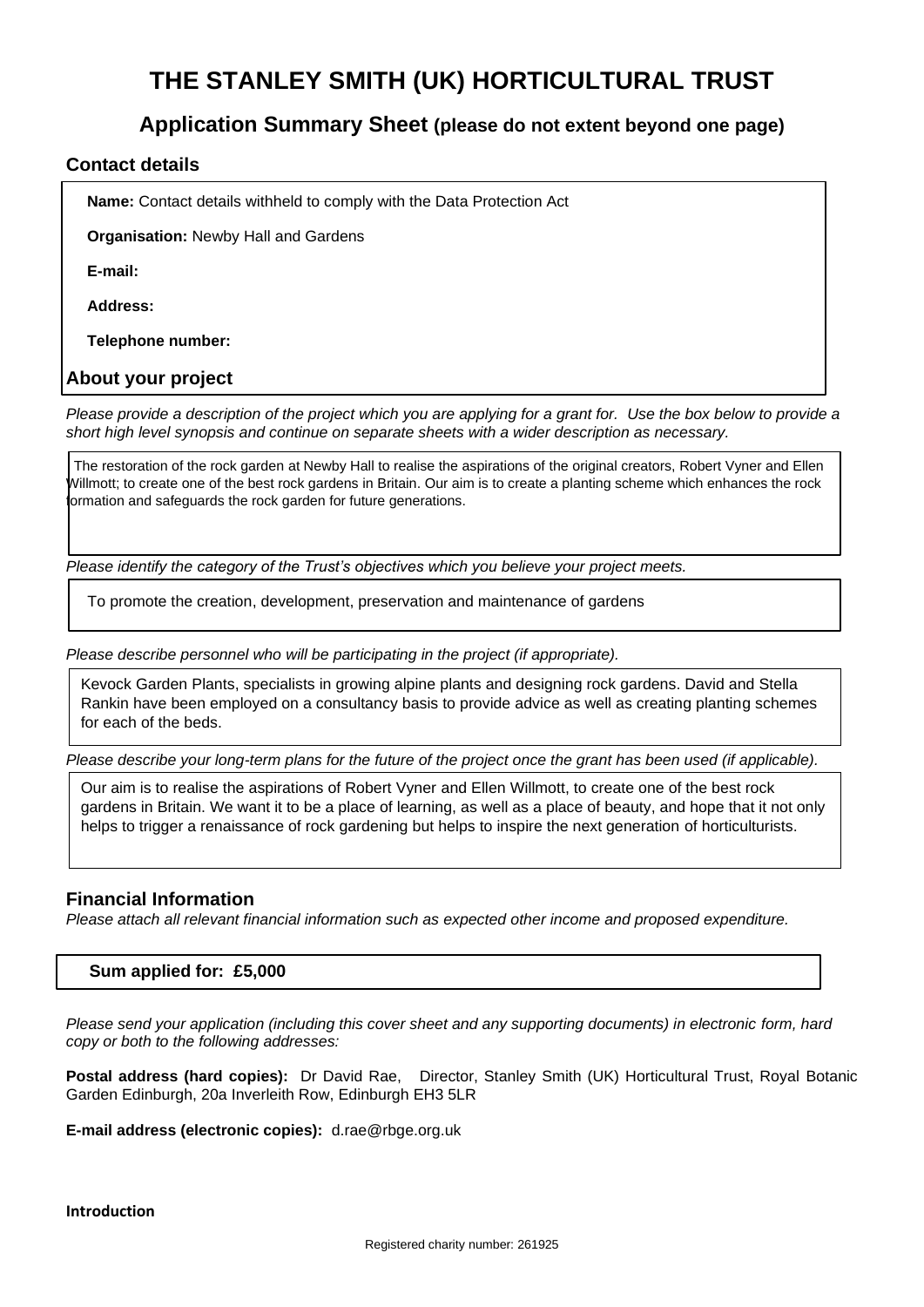# THE STANLEY SMITH (UK) HORTICULTURAL TRUST

## Application Summary Sheet (please do not extent beyond one page)

### Contact details

**Name:** Contact details withheld to comply with the Data Protection Act

**Organisation:** Newby Hall and Gardens

**E-mail:**

**Address:**

**Telephone number:**

### About your project

*Please provide a description of the project which you are applying for a grant for. Use the box below to provide a short high level synopsis and continue on separate sheets with a wider description as necessary.*

The restoration of the rock garden at Newby Hall to realise the aspirations of the original creators, Robert Vyner and Ellen Willmott; to create one of the best rock gardens in Britain. Our aim is to create a planting scheme which enhances the rock formation and safeguards the rock garden for future generations.

*Please identify the category of the Trust's objectives which you believe your project meets.*

To promote the creation, development, preservation and maintenance of gardens

*Please describe personnel who will be participating in the project (if appropriate).*

Kevock Garden Plants, specialists in growing alpine plants and designing rock gardens. David and Stella Rankin have been employed on a consultancy basis to provide advice as well as creating planting schemes for each of the beds.

*Please describe your long-term plans for the future of the project once the grant has been used (if applicable).*

Our aim is to realise the aspirations of Robert Vyner and Ellen Willmott, to create one of the best rock gardens in Britain. We want it to be a place of learning, as well as a place of beauty, and hope that it not only helps to trigger a renaissance of rock gardening but helps to inspire the next generation of horticulturists.

### Financial Information

*Please attach all relevant financial information such as expected other income and proposed expenditure.*

**Sum applied for: £5,000**

*Please send your application (including this cover sheet and any supporting documents) in electronic form, hard copy or both to the following addresses:*

**Postal address (hard copies):** Dr David Rae, Director, Stanley Smith (UK) Horticultural Trust, Royal Botanic Garden Edinburgh, 20a Inverleith Row, Edinburgh EH3 5LR

**E-mail address (electronic copies):** d.rae@rbge.org.uk

**Introduction**

Registered charity number: 261925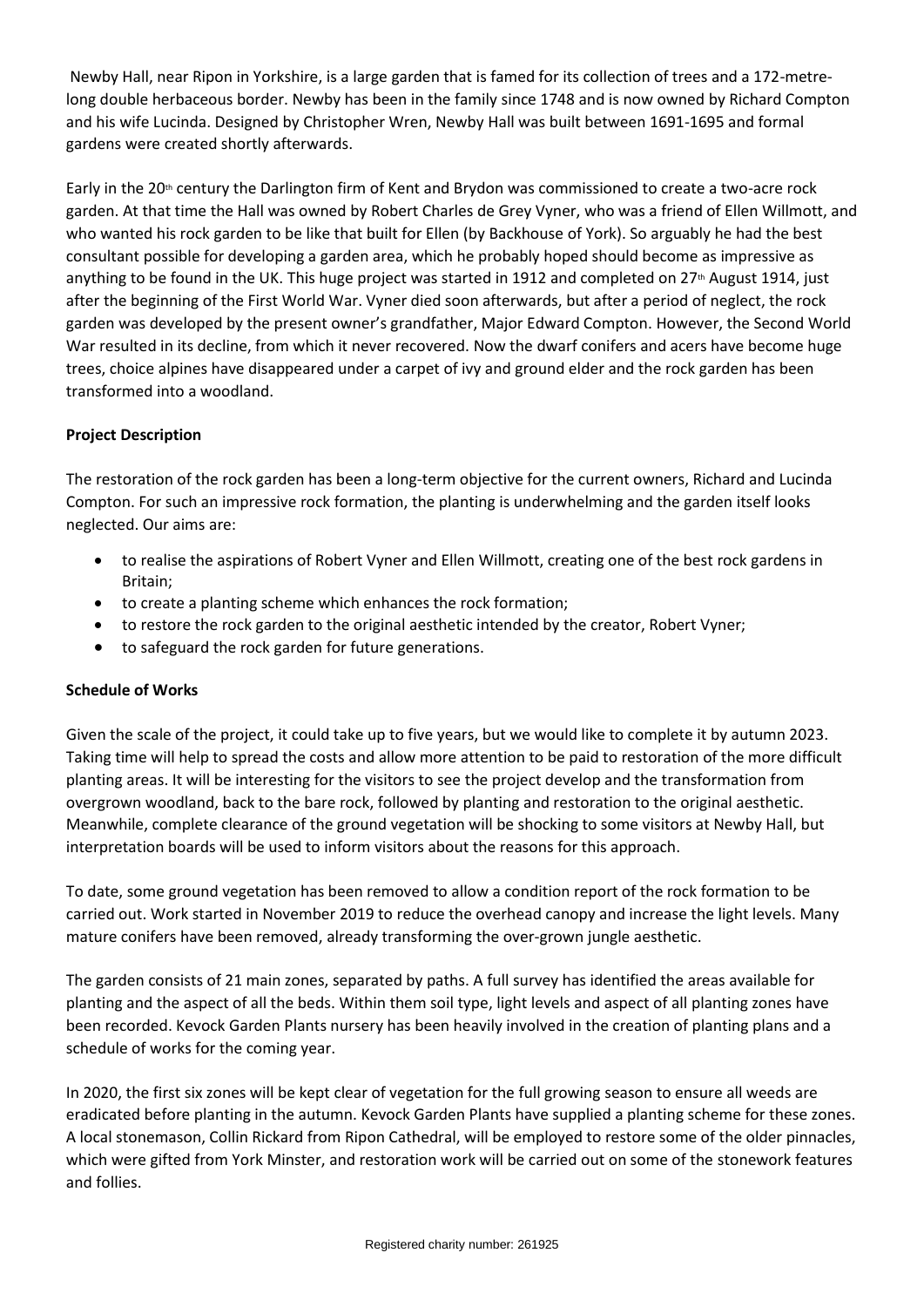Newby Hall, near Ripon in Yorkshire, is a large garden that is famed for its collection of trees and a 172-metre-long double herbaceous border. Newby has been in the family since 1748 and is now owned by Richard Compton and his wife Lucinda. Designed by Christopher Wren, Newby Hall was built between 1691-1695 and formal gardens were created shortly afterwards.

Early in the 20th century the Darlington firm of Kent and Brydon was commissioned to create a two-acre rock garden. At that time the Hall was owned by Robert Charles de Grey Vyner, who was a friend of Ellen Willmott, and who wanted his rock garden to be like that built for Ellen (by Backhouse of York). So arguably he had the best consultant possible for developing a garden area, which he probably hoped should become as impressive as anything to be found in the UK. This huge project was started in 1912 and completed on 27th August 1914, just after the beginning of the First World War. Vyner died soon afterwards, but after a period of neglect, the rock garden was developed by the present owner's grandfather, Major Edward Compton. However, the Second World War resulted in its decline, from which it never recovered. Now the dwarf conifers and acers have become huge trees, choice alpines have disappeared under a carpet of ivy and ground elder and the rock garden has been transformed into a woodland.

**Project Description**

The restoration of the rock garden has been a long-term objective for the current owners, Richard and Lucinda Compton. For such an impressive rock formation, the planting is underwhelming and the garden itself looks neglected. Our aims are:

- to realise the aspirations of Robert Vyner and Ellen Willmott, creating one of the best rock gardens in Britain;
- to create a planting scheme which enhances the rock formation;
- to restore the rock garden to the original aesthetic intended by the creator, Robert Vyner;
- to safeguard the rock garden for future generations.

**Schedule of Works**

Given the scale of the project, it could take up to five years, but we would like to complete it by autumn 2023. Taking time will help to spread the costs and allow more attention to be paid to restoration of the more difficult planting areas. It will be interesting for the visitors to see the project develop and the transformation from overgrown woodland, back to the bare rock, followed by planting and restoration to the original aesthetic. Meanwhile, complete clearance of the ground vegetation will be shocking to some visitors at Newby Hall, but interpretation boards will be used to inform visitors about the reasons for this approach.

To date, some ground vegetation has been removed to allow a condition report of the rock formation to be carried out. Work started in November 2019 to reduce the overhead canopy and increase the light levels. Many mature conifers have been removed, already transforming the over-grown jungle aesthetic.

The garden consists of 21 main zones, separated by paths. A full survey has identified the areas available for planting and the aspect of all the beds. Within them soil type, light levels and aspect of all planting zones have been recorded. Kevock Garden Plants nursery has been heavily involved in the creation of planting plans and a schedule of works for the coming year.

In 2020, the first six zones will be kept clear of vegetation for the full growing season to ensure all weeds are eradicated before planting in the autumn. Kevock Garden Plants have supplied a planting scheme for these zones. A local stonemason, Collin Rickard from Ripon Cathedral, will be employed to restore some of the older pinnacles, which were gifted from York Minster, and restoration work will be carried out on some of the stonework features and follies.

Registered charity number: 261925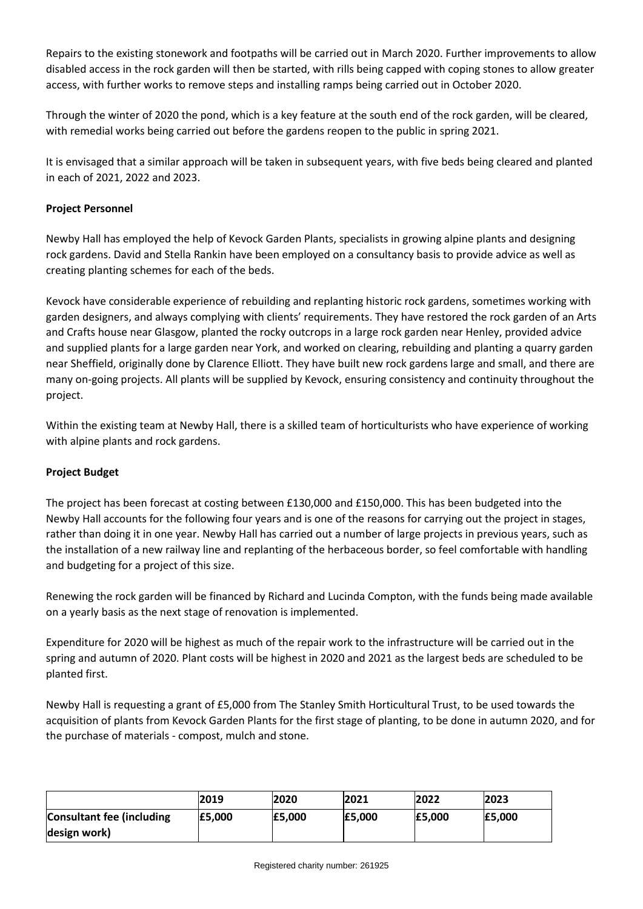Repairs to the existing stonework and footpaths will be carried out in March 2020. Further improvements to allow disabled access in the rock garden will then be started, with rills being capped with coping stones to allow greater access, with further works to remove steps and installing ramps being carried out in October 2020.

Through the winter of 2020 the pond, which is a key feature at the south end of the rock garden, will be cleared, with remedial works being carried out before the gardens reopen to the public in spring 2021.

It is envisaged that a similar approach will be taken in subsequent years, with five beds being cleared and planted in each of 2021, 2022 and 2023.

**Project Personnel**

Newby Hall has employed the help of Kevock Garden Plants, specialists in growing alpine plants and designing rock gardens. David and Stella Rankin have been employed on a consultancy basis to provide advice as well as creating planting schemes for each of the beds.

Kevock have considerable experience of rebuilding and replanting historic rock gardens, sometimes working with garden designers, and always complying with clients' requirements. They have restored the rock garden of an Arts and Crafts house near Glasgow, planted the rocky outcrops in a large rock garden near Henley, provided advice and supplied plants for a large garden near York, and worked on clearing, rebuilding and planting a quarry garden near Sheffield, originally done by Clarence Elliott. They have built new rock gardens large and small, and there are many on-going projects. All plants will be supplied by Kevock, ensuring consistency and continuity throughout the project.

Within the existing team at Newby Hall, there is a skilled team of horticulturists who have experience of working with alpine plants and rock gardens.

**Project Budget**

The project has been forecast at costing between £130,000 and £150,000. This has been budgeted into the Newby Hall accounts for the following four years and is one of the reasons for carrying out the project in stages, rather than doing it in one year. Newby Hall has carried out a number of large projects in previous years, such as the installation of a new railway line and replanting of the herbaceous border, so feel comfortable with handling and budgeting for a project of this size.

Renewing the rock garden will be financed by Richard and Lucinda Compton, with the funds being made available on a yearly basis as the next stage of renovation is implemented.

Expenditure for 2020 will be highest as much of the repair work to the infrastructure will be carried out in the spring and autumn of 2020. Plant costs will be highest in 2020 and 2021 as the largest beds are scheduled to be planted first.

Newby Hall is requesting a grant of £5,000 from The Stanley Smith Horticultural Trust, to be used towards the acquisition of plants from Kevock Garden Plants for the first stage of planting, to be done in autumn 2020, and for the purchase of materials - compost, mulch and stone.

| | **2019** | **2020** | **2021** | **2022** | **2023** |
|---|---|---|---|---|---|
| **Consultant fee (including design work)** | **£5,000** | **£5,000** | **£5,000** | **£5,000** | **£5,000** |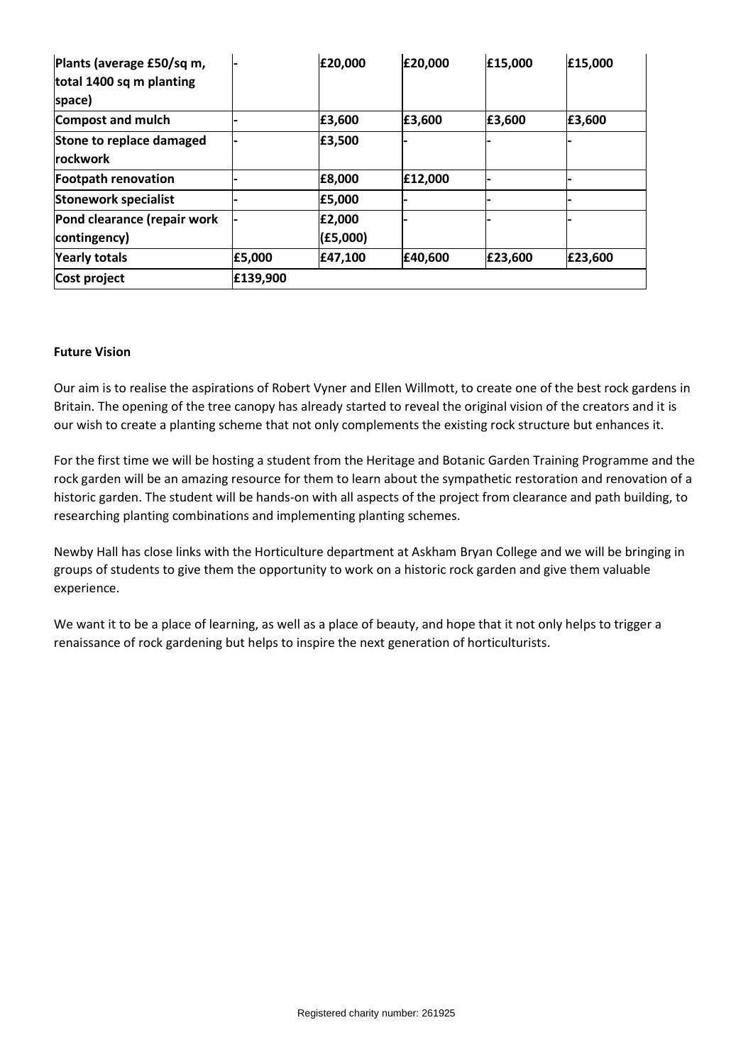| | | | | | |
|---|---|---|---|---|---|
| **Plants (average £50/sq m, total 1400 sq m planting space)** | **-** | **£20,000** | **£20,000** | **£15,000** | **£15,000** |
| **Compost and mulch** | **-** | **£3,600** | **£3,600** | **£3,600** | **£3,600** |
| **Stone to replace damaged rockwork** | **-** | **£3,500** | **-** | **-** | **-** |
| **Footpath renovation** | **-** | **£8,000** | **£12,000** | **-** | **-** |
| **Stonework specialist** | **-** | **£5,000** | **-** | **-** | **-** |
| **Pond clearance (repair work contingency)** | **-** | **£2,000 (£5,000)** | **-** | **-** | **-** |
| **Yearly totals** | **£5,000** | **£47,100** | **£40,600** | **£23,600** | **£23,600** |
| **Cost project** | **£139,900** | | | | |

**Future Vision**

Our aim is to realise the aspirations of Robert Vyner and Ellen Willmott, to create one of the best rock gardens in Britain. The opening of the tree canopy has already started to reveal the original vision of the creators and it is our wish to create a planting scheme that not only complements the existing rock structure but enhances it.

For the first time we will be hosting a student from the Heritage and Botanic Garden Training Programme and the rock garden will be an amazing resource for them to learn about the sympathetic restoration and renovation of a historic garden. The student will be hands-on with all aspects of the project from clearance and path building, to researching planting combinations and implementing planting schemes.

Newby Hall has close links with the Horticulture department at Askham Bryan College and we will be bringing in groups of students to give them the opportunity to work on a historic rock garden and give them valuable experience.

We want it to be a place of learning, as well as a place of beauty, and hope that it not only helps to trigger a renaissance of rock gardening but helps to inspire the next generation of horticulturists.